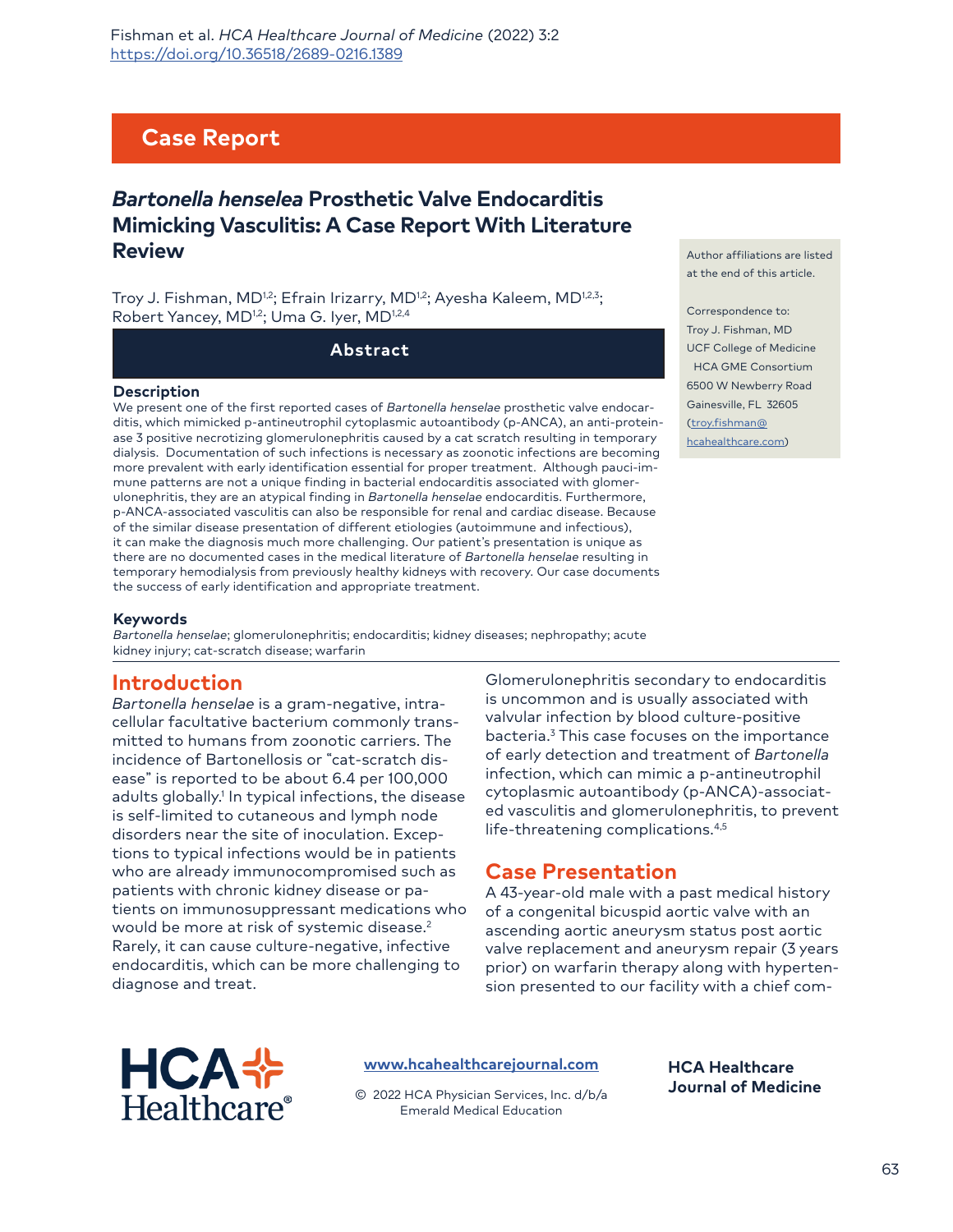Fishman et al. *HCA Healthcare Journal of Medicine* (2022) 3:2
https://doi.org/10.36518/2689-0216.1389

## Case Report

# *Bartonella henselea* Prosthetic Valve Endocarditis Mimicking Vasculitis: A Case Report With Literature Review

Troy J. Fishman, MD[1,2]; Efrain Irizarry, MD[1,2]; Ayesha Kaleem, MD[1,2,3]; Robert Yancey, MD[1,2]; Uma G. Iyer, MD[1,2,4]

Author affiliations are listed at the end of this article.

Correspondence to:
Troy J. Fishman, MD
UCF College of Medicine
HCA GME Consortium
6500 W Newberry Road
Gainesville, FL 32605
(troy.fishman@hcahealthcare.com)

## Abstract

### Description

We present one of the first reported cases of *Bartonella henselae* prosthetic valve endocarditis, which mimicked p-antineutrophil cytoplasmic autoantibody (p-ANCA), an anti-proteinase 3 positive necrotizing glomerulonephritis caused by a cat scratch resulting in temporary dialysis. Documentation of such infections is necessary as zoonotic infections are becoming more prevalent with early identification essential for proper treatment. Although pauci-immune patterns are not a unique finding in bacterial endocarditis associated with glomerulonephritis, they are an atypical finding in *Bartonella henselae* endocarditis. Furthermore, p-ANCA-associated vasculitis can also be responsible for renal and cardiac disease. Because of the similar disease presentation of different etiologies (autoimmune and infectious), it can make the diagnosis much more challenging. Our patient's presentation is unique as there are no documented cases in the medical literature of *Bartonella henselae* resulting in temporary hemodialysis from previously healthy kidneys with recovery. Our case documents the success of early identification and appropriate treatment.

### Keywords

*Bartonella henselae*; glomerulonephritis; endocarditis; kidney diseases; nephropathy; acute kidney injury; cat-scratch disease; warfarin

## Introduction

*Bartonella henselae* is a gram-negative, intracellular facultative bacterium commonly transmitted to humans from zoonotic carriers. The incidence of Bartonellosis or "cat-scratch disease" is reported to be about 6.4 per 100,000 adults globally.[1] In typical infections, the disease is self-limited to cutaneous and lymph node disorders near the site of inoculation. Exceptions to typical infections would be in patients who are already immunocompromised such as patients with chronic kidney disease or patients on immunosuppressant medications who would be more at risk of systemic disease.[2] Rarely, it can cause culture-negative, infective endocarditis, which can be more challenging to diagnose and treat.

Glomerulonephritis secondary to endocarditis is uncommon and is usually associated with valvular infection by blood culture-positive bacteria.[3] This case focuses on the importance of early detection and treatment of *Bartonella* infection, which can mimic a p-antineutrophil cytoplasmic autoantibody (p-ANCA)-associated vasculitis and glomerulonephritis, to prevent life-threatening complications.[4,5]

## Case Presentation

A 43-year-old male with a past medical history of a congenital bicuspid aortic valve with an ascending aortic aneurysm status post aortic valve replacement and aneurysm repair (3 years prior) on warfarin therapy along with hypertension presented to our facility with a chief com-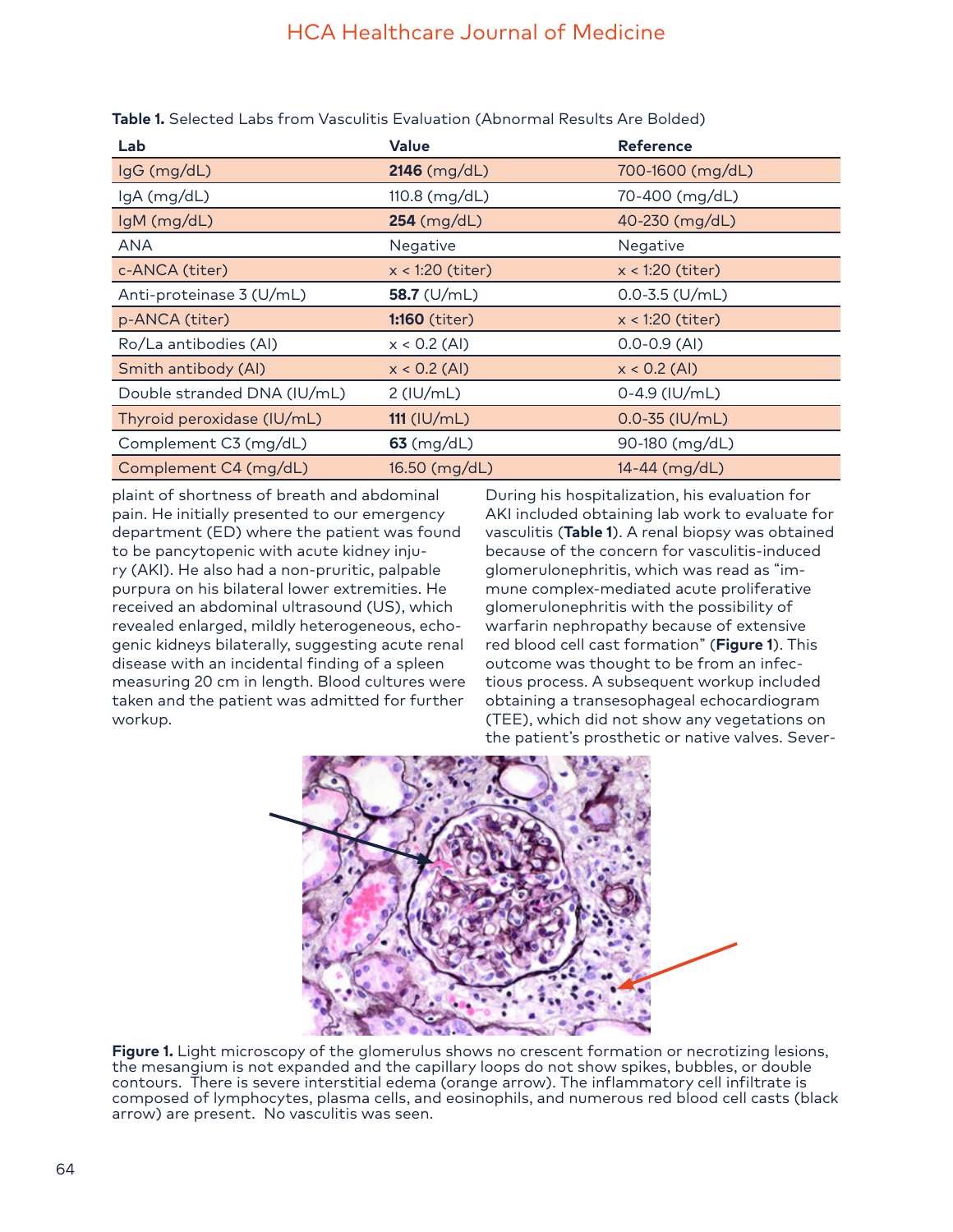**Table 1.** Selected Labs from Vasculitis Evaluation (Abnormal Results Are Bolded)

| Lab | Value | Reference |
|---|---|---|
| IgG (mg/dL) | **2146** (mg/dL) | 700-1600 (mg/dL) |
| IgA (mg/dL) | 110.8 (mg/dL) | 70-400 (mg/dL) |
| IgM (mg/dL) | **254** (mg/dL) | 40-230 (mg/dL) |
| ANA | Negative | Negative |
| c-ANCA (titer) | x < 1:20 (titer) | x < 1:20 (titer) |
| Anti-proteinase 3 (U/mL) | **58.7** (U/mL) | 0.0-3.5 (U/mL) |
| p-ANCA (titer) | **1:160** (titer) | x < 1:20 (titer) |
| Ro/La antibodies (AI) | x < 0.2 (AI) | 0.0-0.9 (AI) |
| Smith antibody (AI) | x < 0.2 (AI) | x < 0.2 (AI) |
| Double stranded DNA (IU/mL) | 2 (IU/mL) | 0-4.9 (IU/mL) |
| Thyroid peroxidase (IU/mL) | **111** (IU/mL) | 0.0-35 (IU/mL) |
| Complement C3 (mg/dL) | **63** (mg/dL) | 90-180 (mg/dL) |
| Complement C4 (mg/dL) | 16.50 (mg/dL) | 14-44 (mg/dL) |

plaint of shortness of breath and abdominal pain. He initially presented to our emergency department (ED) where the patient was found to be pancytopenic with acute kidney injury (AKI). He also had a non-pruritic, palpable purpura on his bilateral lower extremities. He received an abdominal ultrasound (US), which revealed enlarged, mildly heterogeneous, echogenic kidneys bilaterally, suggesting acute renal disease with an incidental finding of a spleen measuring 20 cm in length. Blood cultures were taken and the patient was admitted for further workup.

During his hospitalization, his evaluation for AKI included obtaining lab work to evaluate for vasculitis (**Table 1**). A renal biopsy was obtained because of the concern for vasculitis-induced glomerulonephritis, which was read as "immune complex-mediated acute proliferative glomerulonephritis with the possibility of warfarin nephropathy because of extensive red blood cell cast formation" (**Figure 1**). This outcome was thought to be from an infectious process. A subsequent workup included obtaining a transesophageal echocardiogram (TEE), which did not show any vegetations on the patient's prosthetic or native valves. Sever-

**Figure 1.** Light microscopy of the glomerulus shows no crescent formation or necrotizing lesions, the mesangium is not expanded and the capillary loops do not show spikes, bubbles, or double contours. There is severe interstitial edema (orange arrow). The inflammatory cell infiltrate is composed of lymphocytes, plasma cells, and eosinophils, and numerous red blood cell casts (black arrow) are present. No vasculitis was seen.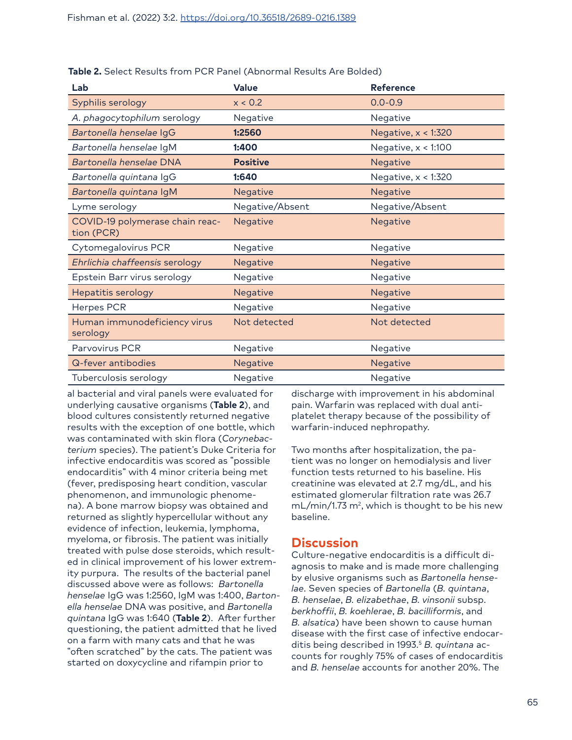**Table 2.** Select Results from PCR Panel (Abnormal Results Are Bolded)

| Lab | Value | Reference |
|---|---|---|
| Syphilis serology | x < 0.2 | 0.0-0.9 |
| *A. phagocytophilum* serology | Negative | Negative |
| *Bartonella henselae* IgG | **1:2560** | Negative, x < 1:320 |
| *Bartonella henselae* IgM | **1:400** | Negative, x < 1:100 |
| *Bartonella henselae* DNA | **Positive** | Negative |
| *Bartonella quintana* IgG | **1:640** | Negative, x < 1:320 |
| *Bartonella quintana* IgM | Negative | Negative |
| Lyme serology | Negative/Absent | Negative/Absent |
| COVID-19 polymerase chain reaction (PCR) | Negative | Negative |
| Cytomegalovirus PCR | Negative | Negative |
| *Ehrlichia chaffeensis* serology | Negative | Negative |
| Epstein Barr virus serology | Negative | Negative |
| Hepatitis serology | Negative | Negative |
| Herpes PCR | Negative | Negative |
| Human immunodeficiency virus serology | Not detected | Not detected |
| Parvovirus PCR | Negative | Negative |
| Q-fever antibodies | Negative | Negative |
| Tuberculosis serology | Negative | Negative |

al bacterial and viral panels were evaluated for underlying causative organisms (**Table 2**), and blood cultures consistently returned negative results with the exception of one bottle, which was contaminated with skin flora (*Corynebacterium* species). The patient's Duke Criteria for infective endocarditis was scored as "possible endocarditis" with 4 minor criteria being met (fever, predisposing heart condition, vascular phenomenon, and immunologic phenomena). A bone marrow biopsy was obtained and returned as slightly hypercellular without any evidence of infection, leukemia, lymphoma, myeloma, or fibrosis. The patient was initially treated with pulse dose steroids, which resulted in clinical improvement of his lower extremity purpura. The results of the bacterial panel discussed above were as follows: *Bartonella henselae* IgG was 1:2560, IgM was 1:400, *Bartonella henselae* DNA was positive, and *Bartonella quintana* IgG was 1:640 (**Table 2**). After further questioning, the patient admitted that he lived on a farm with many cats and that he was "often scratched" by the cats. The patient was started on doxycycline and rifampin prior to discharge with improvement in his abdominal pain. Warfarin was replaced with dual antiplatelet therapy because of the possibility of warfarin-induced nephropathy.

Two months after hospitalization, the patient was no longer on hemodialysis and liver function tests returned to his baseline. His creatinine was elevated at 2.7 mg/dL, and his estimated glomerular filtration rate was 26.7 mL/min/1.73 m$^2$, which is thought to be his new baseline.

## Discussion

Culture-negative endocarditis is a difficult diagnosis to make and is made more challenging by elusive organisms such as *Bartonella henselae*. Seven species of *Bartonella* (*B. quintana*, *B. henselae*, *B. elizabethae*, *B. vinsonii* subsp. *berkhoffii*, *B. koehlerae*, *B. bacilliformis*, and *B. alsatica*) have been shown to cause human disease with the first case of infective endocarditis being described in 1993.[5] *B. quintana* accounts for roughly 75% of cases of endocarditis and *B. henselae* accounts for another 20%. The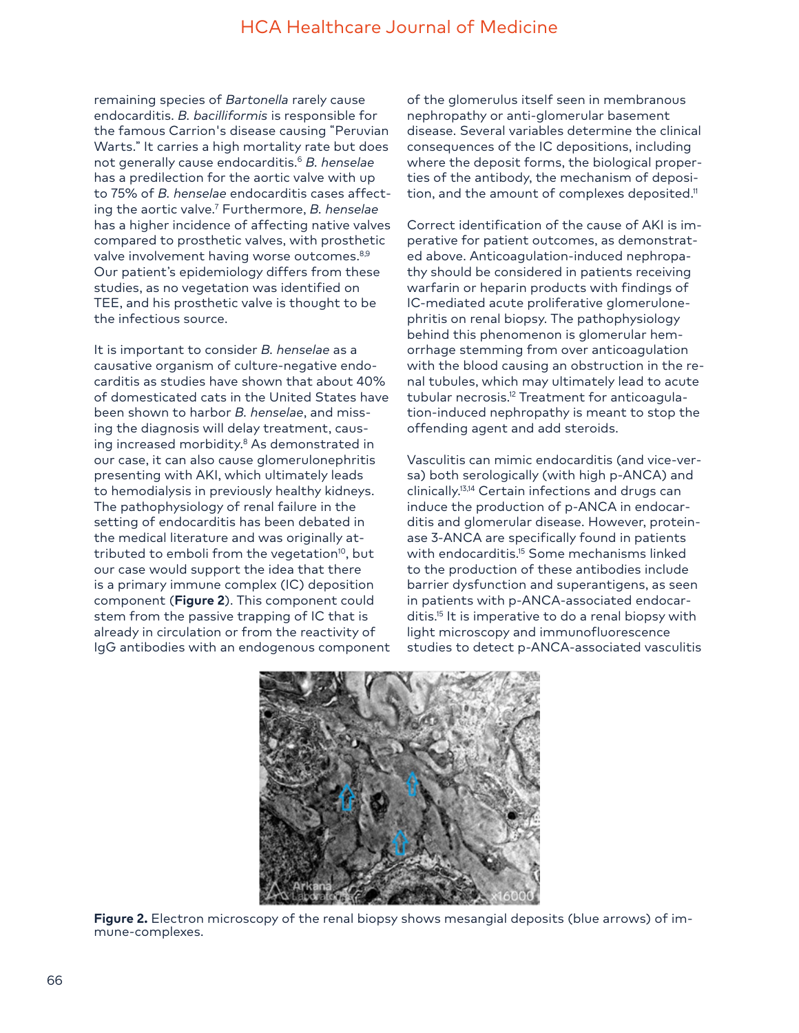remaining species of *Bartonella* rarely cause endocarditis. *B. bacilliformis* is responsible for the famous Carrion's disease causing "Peruvian Warts." It carries a high mortality rate but does not generally cause endocarditis.[6] *B. henselae* has a predilection for the aortic valve with up to 75% of *B. henselae* endocarditis cases affecting the aortic valve.[7] Furthermore, *B. henselae* has a higher incidence of affecting native valves compared to prosthetic valves, with prosthetic valve involvement having worse outcomes.[8,9] Our patient's epidemiology differs from these studies, as no vegetation was identified on TEE, and his prosthetic valve is thought to be the infectious source.

It is important to consider *B. henselae* as a causative organism of culture-negative endocarditis as studies have shown that about 40% of domesticated cats in the United States have been shown to harbor *B. henselae*, and missing the diagnosis will delay treatment, causing increased morbidity.[8] As demonstrated in our case, it can also cause glomerulonephritis presenting with AKI, which ultimately leads to hemodialysis in previously healthy kidneys. The pathophysiology of renal failure in the setting of endocarditis has been debated in the medical literature and was originally attributed to emboli from the vegetation[10], but our case would support the idea that there is a primary immune complex (IC) deposition component (**Figure 2**). This component could stem from the passive trapping of IC that is already in circulation or from the reactivity of IgG antibodies with an endogenous component of the glomerulus itself seen in membranous nephropathy or anti-glomerular basement disease. Several variables determine the clinical consequences of the IC depositions, including where the deposit forms, the biological properties of the antibody, the mechanism of deposition, and the amount of complexes deposited.[11]

Correct identification of the cause of AKI is imperative for patient outcomes, as demonstrated above. Anticoagulation-induced nephropathy should be considered in patients receiving warfarin or heparin products with findings of IC-mediated acute proliferative glomerulonephritis on renal biopsy. The pathophysiology behind this phenomenon is glomerular hemorrhage stemming from over anticoagulation with the blood causing an obstruction in the renal tubules, which may ultimately lead to acute tubular necrosis.[12] Treatment for anticoagulation-induced nephropathy is meant to stop the offending agent and add steroids.

Vasculitis can mimic endocarditis (and vice-versa) both serologically (with high p-ANCA) and clinically.[13,14] Certain infections and drugs can induce the production of p-ANCA in endocarditis and glomerular disease. However, proteinase 3-ANCA are specifically found in patients with endocarditis.[15] Some mechanisms linked to the production of these antibodies include barrier dysfunction and superantigens, as seen in patients with p-ANCA-associated endocarditis.[15] It is imperative to do a renal biopsy with light microscopy and immunofluorescence studies to detect p-ANCA-associated vasculitis

**Figure 2.** Electron microscopy of the renal biopsy shows mesangial deposits (blue arrows) of immune-complexes.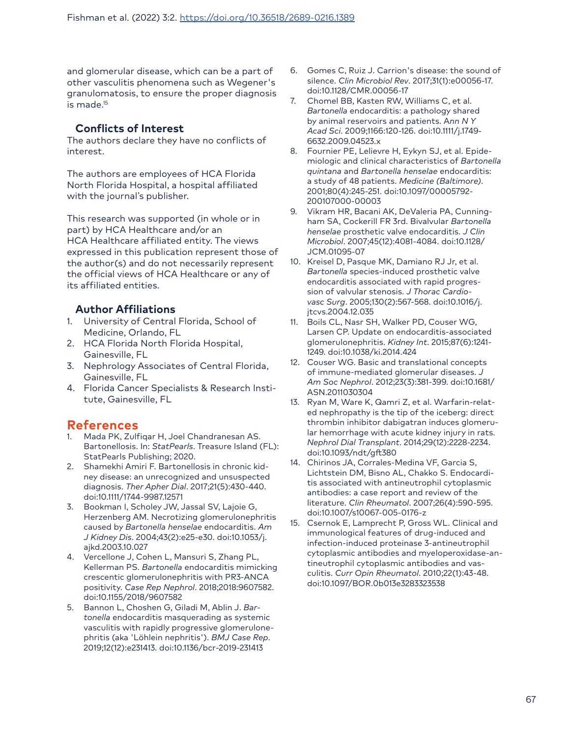and glomerular disease, which can be a part of other vasculitis phenomena such as Wegener's granulomatosis, to ensure the proper diagnosis is made.[15]

## Conflicts of Interest

The authors declare they have no conflicts of interest.

The authors are employees of HCA Florida North Florida Hospital, a hospital affiliated with the journal's publisher.

This research was supported (in whole or in part) by HCA Healthcare and/or an HCA Healthcare affiliated entity. The views expressed in this publication represent those of the author(s) and do not necessarily represent the official views of HCA Healthcare or any of its affiliated entities.

## Author Affiliations

1. University of Central Florida, School of Medicine, Orlando, FL
2. HCA Florida North Florida Hospital, Gainesville, FL
3. Nephrology Associates of Central Florida, Gainesville, FL
4. Florida Cancer Specialists & Research Institute, Gainesville, FL

## References

1. Mada PK, Zulfiqar H, Joel Chandranesan AS. Bartonellosis. In: *StatPearls*. Treasure Island (FL): StatPearls Publishing; 2020.
2. Shamekhi Amiri F. Bartonellosis in chronic kidney disease: an unrecognized and unsuspected diagnosis. *Ther Apher Dial*. 2017;21(5):430-440. doi:10.1111/1744-9987.12571
3. Bookman I, Scholey JW, Jassal SV, Lajoie G, Herzenberg AM. Necrotizing glomerulonephritis caused by *Bartonella henselae* endocarditis. *Am J Kidney Dis*. 2004;43(2):e25-e30. doi:10.1053/j.ajkd.2003.10.027
4. Vercellone J, Cohen L, Mansuri S, Zhang PL, Kellerman PS. *Bartonella* endocarditis mimicking crescentic glomerulonephritis with PR3-ANCA positivity. *Case Rep Nephrol*. 2018;2018:9607582. doi:10.1155/2018/9607582
5. Bannon L, Choshen G, Giladi M, Ablin J. *Bartonella* endocarditis masquerading as systemic vasculitis with rapidly progressive glomerulonephritis (aka 'Löhlein nephritis'). *BMJ Case Rep*. 2019;12(12):e231413. doi:10.1136/bcr-2019-231413
6. Gomes C, Ruiz J. Carrion's disease: the sound of silence. *Clin Microbiol Rev*. 2017;31(1):e00056-17. doi:10.1128/CMR.00056-17
7. Chomel BB, Kasten RW, Williams C, et al. *Bartonella* endocarditis: a pathology shared by animal reservoirs and patients. *Ann N Y Acad Sci*. 2009;1166:120-126. doi:10.1111/j.1749-6632.2009.04523.x
8. Fournier PE, Lelievre H, Eykyn SJ, et al. Epidemiologic and clinical characteristics of *Bartonella quintana* and *Bartonella henselae* endocarditis: a study of 48 patients. *Medicine (Baltimore)*. 2001;80(4):245-251. doi:10.1097/00005792-200107000-00003
9. Vikram HR, Bacani AK, DeValeria PA, Cunningham SA, Cockerill FR 3rd. Bivalvular *Bartonella henselae* prosthetic valve endocarditis. *J Clin Microbiol*. 2007;45(12):4081-4084. doi:10.1128/JCM.01095-07
10. Kreisel D, Pasque MK, Damiano RJ Jr, et al. *Bartonella* species-induced prosthetic valve endocarditis associated with rapid progression of valvular stenosis. *J Thorac Cardiovasc Surg*. 2005;130(2):567-568. doi:10.1016/j.jtcvs.2004.12.035
11. Boils CL, Nasr SH, Walker PD, Couser WG, Larsen CP. Update on endocarditis-associated glomerulonephritis. *Kidney Int*. 2015;87(6):1241-1249. doi:10.1038/ki.2014.424
12. Couser WG. Basic and translational concepts of immune-mediated glomerular diseases. *J Am Soc Nephrol*. 2012;23(3):381-399. doi:10.1681/ASN.2011030304
13. Ryan M, Ware K, Qamri Z, et al. Warfarin-related nephropathy is the tip of the iceberg: direct thrombin inhibitor dabigatran induces glomerular hemorrhage with acute kidney injury in rats. *Nephrol Dial Transplant*. 2014;29(12):2228-2234. doi:10.1093/ndt/gft380
14. Chirinos JA, Corrales-Medina VF, Garcia S, Lichtstein DM, Bisno AL, Chakko S. Endocarditis associated with antineutrophil cytoplasmic antibodies: a case report and review of the literature. *Clin Rheumatol*. 2007;26(4):590-595. doi:10.1007/s10067-005-0176-z
15. Csernok E, Lamprecht P, Gross WL. Clinical and immunological features of drug-induced and infection-induced proteinase 3-antineutrophil cytoplasmic antibodies and myeloperoxidase-antineutrophil cytoplasmic antibodies and vasculitis. *Curr Opin Rheumatol*. 2010;22(1):43-48. doi:10.1097/BOR.0b013e3283323538